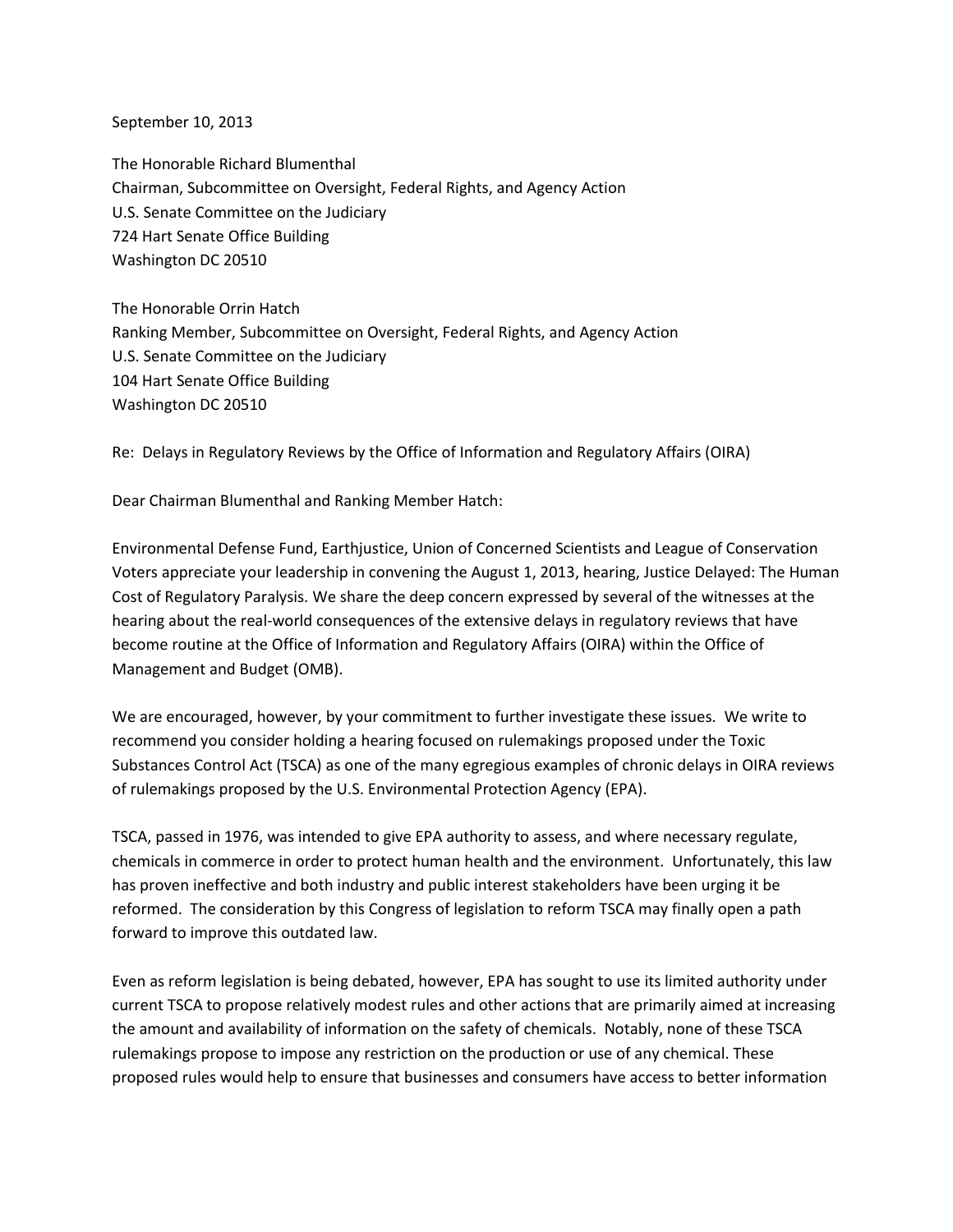September 10, 2013

The Honorable Richard Blumenthal
Chairman, Subcommittee on Oversight, Federal Rights, and Agency Action
U.S. Senate Committee on the Judiciary
724 Hart Senate Office Building
Washington DC 20510

The Honorable Orrin Hatch
Ranking Member, Subcommittee on Oversight, Federal Rights, and Agency Action
U.S. Senate Committee on the Judiciary
104 Hart Senate Office Building
Washington DC 20510

Re: Delays in Regulatory Reviews by the Office of Information and Regulatory Affairs (OIRA)

Dear Chairman Blumenthal and Ranking Member Hatch:

Environmental Defense Fund, Earthjustice, Union of Concerned Scientists and League of Conservation Voters appreciate your leadership in convening the August 1, 2013, hearing, Justice Delayed: The Human Cost of Regulatory Paralysis. We share the deep concern expressed by several of the witnesses at the hearing about the real-world consequences of the extensive delays in regulatory reviews that have become routine at the Office of Information and Regulatory Affairs (OIRA) within the Office of Management and Budget (OMB).

We are encouraged, however, by your commitment to further investigate these issues. We write to recommend you consider holding a hearing focused on rulemakings proposed under the Toxic Substances Control Act (TSCA) as one of the many egregious examples of chronic delays in OIRA reviews of rulemakings proposed by the U.S. Environmental Protection Agency (EPA).

TSCA, passed in 1976, was intended to give EPA authority to assess, and where necessary regulate, chemicals in commerce in order to protect human health and the environment. Unfortunately, this law has proven ineffective and both industry and public interest stakeholders have been urging it be reformed. The consideration by this Congress of legislation to reform TSCA may finally open a path forward to improve this outdated law.

Even as reform legislation is being debated, however, EPA has sought to use its limited authority under current TSCA to propose relatively modest rules and other actions that are primarily aimed at increasing the amount and availability of information on the safety of chemicals. Notably, none of these TSCA rulemakings propose to impose any restriction on the production or use of any chemical. These proposed rules would help to ensure that businesses and consumers have access to better information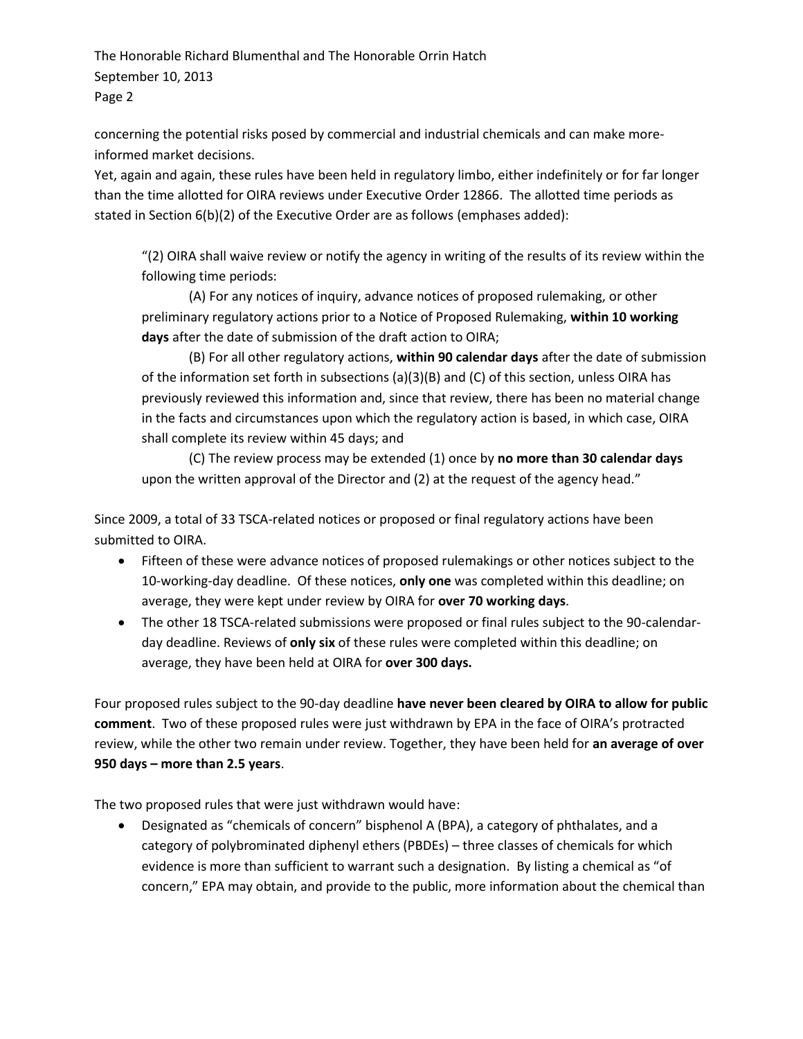concerning the potential risks posed by commercial and industrial chemicals and can make more-informed market decisions.

Yet, again and again, these rules have been held in regulatory limbo, either indefinitely or for far longer than the time allotted for OIRA reviews under Executive Order 12866. The allotted time periods as stated in Section 6(b)(2) of the Executive Order are as follows (emphases added):

> "(2) OIRA shall waive review or notify the agency in writing of the results of its review within the following time periods:
>
> (A) For any notices of inquiry, advance notices of proposed rulemaking, or other preliminary regulatory actions prior to a Notice of Proposed Rulemaking, **within 10 working days** after the date of submission of the draft action to OIRA;
>
> (B) For all other regulatory actions, **within 90 calendar days** after the date of submission of the information set forth in subsections (a)(3)(B) and (C) of this section, unless OIRA has previously reviewed this information and, since that review, there has been no material change in the facts and circumstances upon which the regulatory action is based, in which case, OIRA shall complete its review within 45 days; and
>
> (C) The review process may be extended (1) once by **no more than 30 calendar days** upon the written approval of the Director and (2) at the request of the agency head."

Since 2009, a total of 33 TSCA-related notices or proposed or final regulatory actions have been submitted to OIRA.

- Fifteen of these were advance notices of proposed rulemakings or other notices subject to the 10-working-day deadline. Of these notices, **only one** was completed within this deadline; on average, they were kept under review by OIRA for **over 70 working days**.
- The other 18 TSCA-related submissions were proposed or final rules subject to the 90-calendar-day deadline. Reviews of **only six** of these rules were completed within this deadline; on average, they have been held at OIRA for **over 300 days.**

Four proposed rules subject to the 90-day deadline **have never been cleared by OIRA to allow for public comment**. Two of these proposed rules were just withdrawn by EPA in the face of OIRA's protracted review, while the other two remain under review. Together, they have been held for **an average of over 950 days – more than 2.5 years**.

The two proposed rules that were just withdrawn would have:

- Designated as "chemicals of concern" bisphenol A (BPA), a category of phthalates, and a category of polybrominated diphenyl ethers (PBDEs) – three classes of chemicals for which evidence is more than sufficient to warrant such a designation. By listing a chemical as "of concern," EPA may obtain, and provide to the public, more information about the chemical than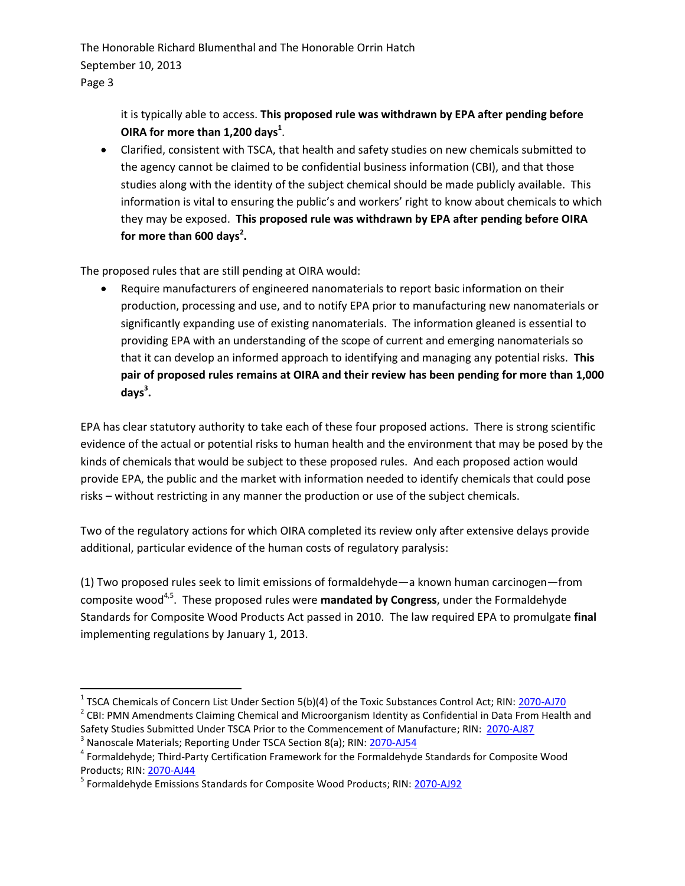it is typically able to access. **This proposed rule was withdrawn by EPA after pending before OIRA for more than 1,200 days[1]**.

- Clarified, consistent with TSCA, that health and safety studies on new chemicals submitted to the agency cannot be claimed to be confidential business information (CBI), and that those studies along with the identity of the subject chemical should be made publicly available. This information is vital to ensuring the public's and workers' right to know about chemicals to which they may be exposed. **This proposed rule was withdrawn by EPA after pending before OIRA for more than 600 days[2].**

The proposed rules that are still pending at OIRA would:

- Require manufacturers of engineered nanomaterials to report basic information on their production, processing and use, and to notify EPA prior to manufacturing new nanomaterials or significantly expanding use of existing nanomaterials. The information gleaned is essential to providing EPA with an understanding of the scope of current and emerging nanomaterials so that it can develop an informed approach to identifying and managing any potential risks. **This pair of proposed rules remains at OIRA and their review has been pending for more than 1,000 days[3].**

EPA has clear statutory authority to take each of these four proposed actions. There is strong scientific evidence of the actual or potential risks to human health and the environment that may be posed by the kinds of chemicals that would be subject to these proposed rules. And each proposed action would provide EPA, the public and the market with information needed to identify chemicals that could pose risks – without restricting in any manner the production or use of the subject chemicals.

Two of the regulatory actions for which OIRA completed its review only after extensive delays provide additional, particular evidence of the human costs of regulatory paralysis:

(1) Two proposed rules seek to limit emissions of formaldehyde—a known human carcinogen—from composite wood[4,5]. These proposed rules were **mandated by Congress**, under the Formaldehyde Standards for Composite Wood Products Act passed in 2010. The law required EPA to promulgate **final** implementing regulations by January 1, 2013.

---

[1] TSCA Chemicals of Concern List Under Section 5(b)(4) of the Toxic Substances Control Act; RIN: 2070-AJ70

[2] CBI: PMN Amendments Claiming Chemical and Microorganism Identity as Confidential in Data From Health and Safety Studies Submitted Under TSCA Prior to the Commencement of Manufacture; RIN: 2070-AJ87

[3] Nanoscale Materials; Reporting Under TSCA Section 8(a); RIN: 2070-AJ54

[4] Formaldehyde; Third-Party Certification Framework for the Formaldehyde Standards for Composite Wood Products; RIN: 2070-AJ44

[5] Formaldehyde Emissions Standards for Composite Wood Products; RIN: 2070-AJ92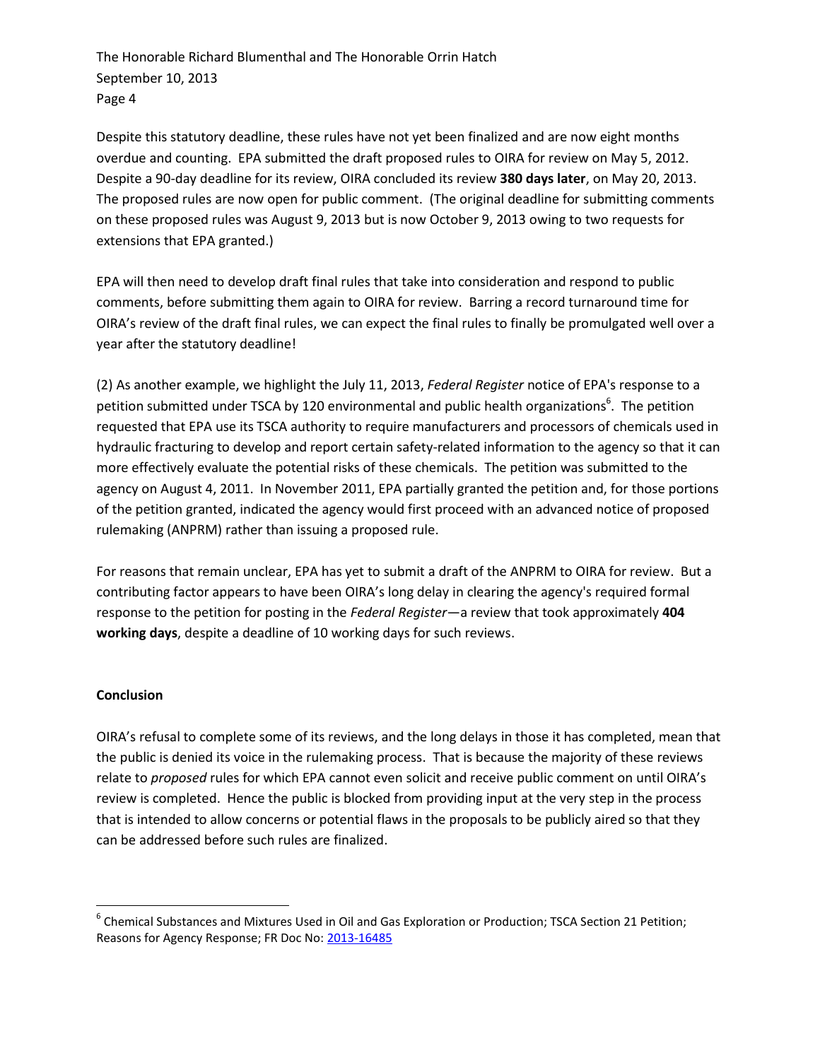Despite this statutory deadline, these rules have not yet been finalized and are now eight months overdue and counting. EPA submitted the draft proposed rules to OIRA for review on May 5, 2012. Despite a 90-day deadline for its review, OIRA concluded its review **380 days later**, on May 20, 2013. The proposed rules are now open for public comment. (The original deadline for submitting comments on these proposed rules was August 9, 2013 but is now October 9, 2013 owing to two requests for extensions that EPA granted.)

EPA will then need to develop draft final rules that take into consideration and respond to public comments, before submitting them again to OIRA for review. Barring a record turnaround time for OIRA's review of the draft final rules, we can expect the final rules to finally be promulgated well over a year after the statutory deadline!

(2) As another example, we highlight the July 11, 2013, *Federal Register* notice of EPA's response to a petition submitted under TSCA by 120 environmental and public health organizations[6]. The petition requested that EPA use its TSCA authority to require manufacturers and processors of chemicals used in hydraulic fracturing to develop and report certain safety-related information to the agency so that it can more effectively evaluate the potential risks of these chemicals. The petition was submitted to the agency on August 4, 2011. In November 2011, EPA partially granted the petition and, for those portions of the petition granted, indicated the agency would first proceed with an advanced notice of proposed rulemaking (ANPRM) rather than issuing a proposed rule.

For reasons that remain unclear, EPA has yet to submit a draft of the ANPRM to OIRA for review. But a contributing factor appears to have been OIRA's long delay in clearing the agency's required formal response to the petition for posting in the *Federal Register*—a review that took approximately **404 working days**, despite a deadline of 10 working days for such reviews.

**Conclusion**

OIRA's refusal to complete some of its reviews, and the long delays in those it has completed, mean that the public is denied its voice in the rulemaking process. That is because the majority of these reviews relate to *proposed* rules for which EPA cannot even solicit and receive public comment on until OIRA's review is completed. Hence the public is blocked from providing input at the very step in the process that is intended to allow concerns or potential flaws in the proposals to be publicly aired so that they can be addressed before such rules are finalized.

[6] Chemical Substances and Mixtures Used in Oil and Gas Exploration or Production; TSCA Section 21 Petition; Reasons for Agency Response; FR Doc No: 2013-16485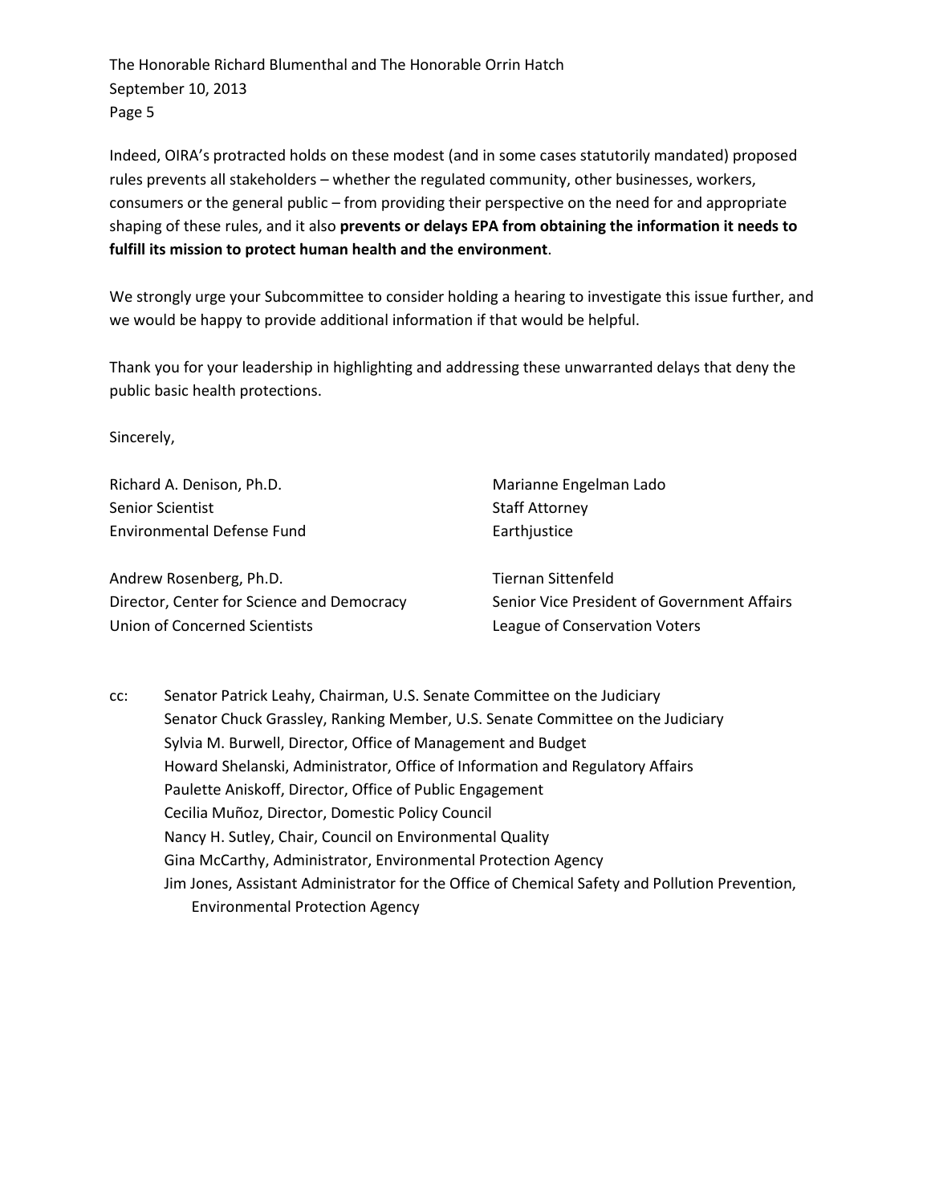Indeed, OIRA's protracted holds on these modest (and in some cases statutorily mandated) proposed rules prevents all stakeholders – whether the regulated community, other businesses, workers, consumers or the general public – from providing their perspective on the need for and appropriate shaping of these rules, and it also **prevents or delays EPA from obtaining the information it needs to fulfill its mission to protect human health and the environment**.

We strongly urge your Subcommittee to consider holding a hearing to investigate this issue further, and we would be happy to provide additional information if that would be helpful.

Thank you for your leadership in highlighting and addressing these unwarranted delays that deny the public basic health protections.

Sincerely,

Richard A. Denison, Ph.D.
Senior Scientist
Environmental Defense Fund

Marianne Engelman Lado
Staff Attorney
Earthjustice

Andrew Rosenberg, Ph.D.
Director, Center for Science and Democracy
Union of Concerned Scientists

Tiernan Sittenfeld
Senior Vice President of Government Affairs
League of Conservation Voters

cc: Senator Patrick Leahy, Chairman, U.S. Senate Committee on the Judiciary
Senator Chuck Grassley, Ranking Member, U.S. Senate Committee on the Judiciary
Sylvia M. Burwell, Director, Office of Management and Budget
Howard Shelanski, Administrator, Office of Information and Regulatory Affairs
Paulette Aniskoff, Director, Office of Public Engagement
Cecilia Muñoz, Director, Domestic Policy Council
Nancy H. Sutley, Chair, Council on Environmental Quality
Gina McCarthy, Administrator, Environmental Protection Agency
Jim Jones, Assistant Administrator for the Office of Chemical Safety and Pollution Prevention, Environmental Protection Agency